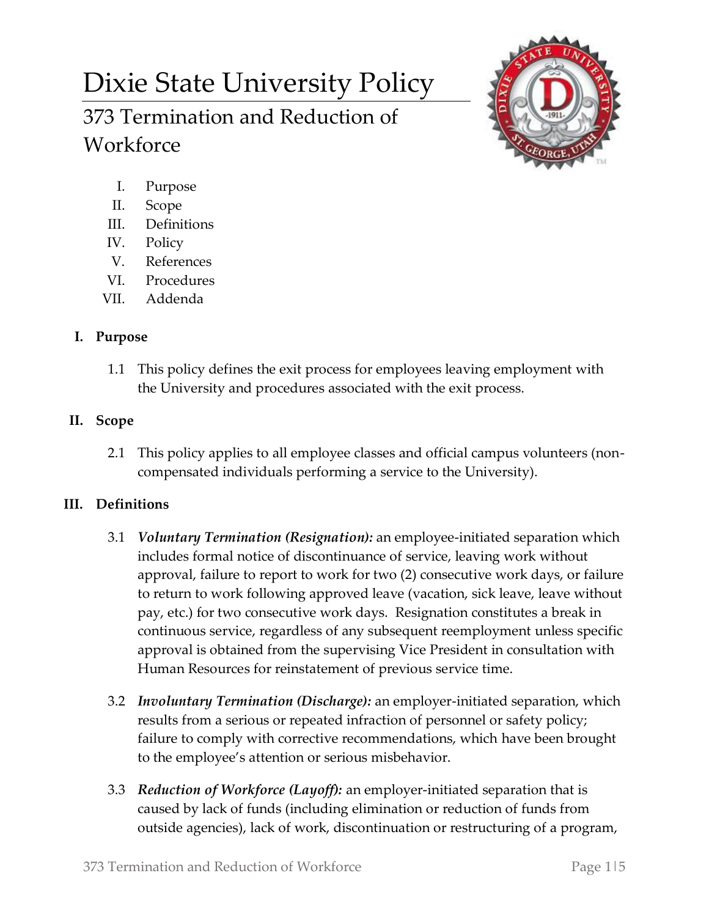# Dixie State University Policy

## 373 Termination and Reduction of Workforce

I. Purpose
II. Scope
III. Definitions
IV. Policy
V. References
VI. Procedures
VII. Addenda

### I. Purpose

1.1 This policy defines the exit process for employees leaving employment with the University and procedures associated with the exit process.

### II. Scope

2.1 This policy applies to all employee classes and official campus volunteers (non-compensated individuals performing a service to the University).

### III. Definitions

3.1 ***Voluntary Termination (Resignation):*** an employee-initiated separation which includes formal notice of discontinuance of service, leaving work without approval, failure to report to work for two (2) consecutive work days, or failure to return to work following approved leave (vacation, sick leave, leave without pay, etc.) for two consecutive work days. Resignation constitutes a break in continuous service, regardless of any subsequent reemployment unless specific approval is obtained from the supervising Vice President in consultation with Human Resources for reinstatement of previous service time.

3.2 ***Involuntary Termination (Discharge):*** an employer-initiated separation, which results from a serious or repeated infraction of personnel or safety policy; failure to comply with corrective recommendations, which have been brought to the employee's attention or serious misbehavior.

3.3 ***Reduction of Workforce (Layoff):*** an employer-initiated separation that is caused by lack of funds (including elimination or reduction of funds from outside agencies), lack of work, discontinuation or restructuring of a program,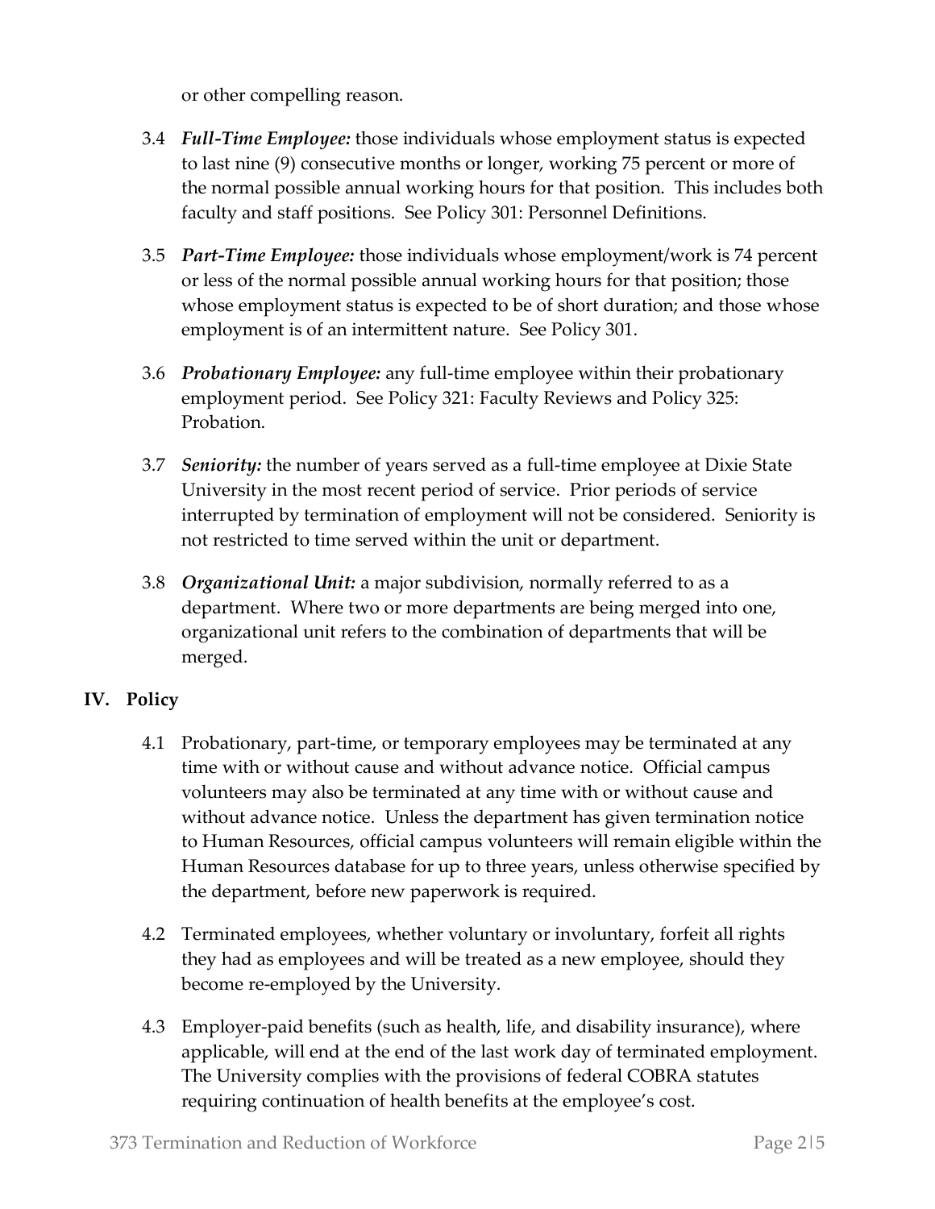or other compelling reason.

3.4 ***Full-Time Employee:*** those individuals whose employment status is expected to last nine (9) consecutive months or longer, working 75 percent or more of the normal possible annual working hours for that position. This includes both faculty and staff positions. See Policy 301: Personnel Definitions.

3.5 ***Part-Time Employee:*** those individuals whose employment/work is 74 percent or less of the normal possible annual working hours for that position; those whose employment status is expected to be of short duration; and those whose employment is of an intermittent nature. See Policy 301.

3.6 ***Probationary Employee:*** any full-time employee within their probationary employment period. See Policy 321: Faculty Reviews and Policy 325: Probation.

3.7 ***Seniority:*** the number of years served as a full-time employee at Dixie State University in the most recent period of service. Prior periods of service interrupted by termination of employment will not be considered. Seniority is not restricted to time served within the unit or department.

3.8 ***Organizational Unit:*** a major subdivision, normally referred to as a department. Where two or more departments are being merged into one, organizational unit refers to the combination of departments that will be merged.

## IV. Policy

4.1 Probationary, part-time, or temporary employees may be terminated at any time with or without cause and without advance notice. Official campus volunteers may also be terminated at any time with or without cause and without advance notice. Unless the department has given termination notice to Human Resources, official campus volunteers will remain eligible within the Human Resources database for up to three years, unless otherwise specified by the department, before new paperwork is required.

4.2 Terminated employees, whether voluntary or involuntary, forfeit all rights they had as employees and will be treated as a new employee, should they become re-employed by the University.

4.3 Employer-paid benefits (such as health, life, and disability insurance), where applicable, will end at the end of the last work day of terminated employment. The University complies with the provisions of federal COBRA statutes requiring continuation of health benefits at the employee's cost.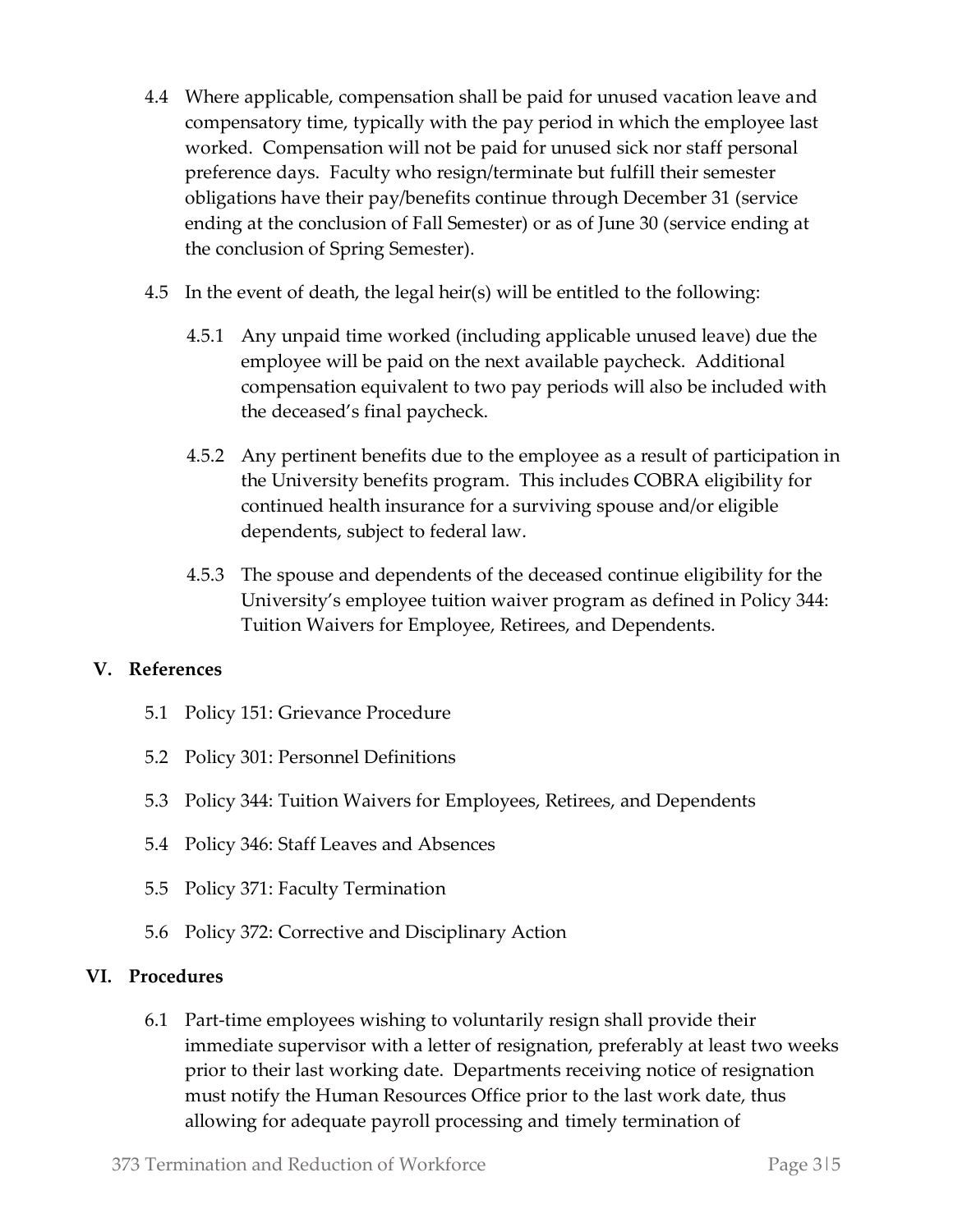4.4 Where applicable, compensation shall be paid for unused vacation leave and compensatory time, typically with the pay period in which the employee last worked. Compensation will not be paid for unused sick nor staff personal preference days. Faculty who resign/terminate but fulfill their semester obligations have their pay/benefits continue through December 31 (service ending at the conclusion of Fall Semester) or as of June 30 (service ending at the conclusion of Spring Semester).

4.5 In the event of death, the legal heir(s) will be entitled to the following:

4.5.1 Any unpaid time worked (including applicable unused leave) due the employee will be paid on the next available paycheck. Additional compensation equivalent to two pay periods will also be included with the deceased's final paycheck.

4.5.2 Any pertinent benefits due to the employee as a result of participation in the University benefits program. This includes COBRA eligibility for continued health insurance for a surviving spouse and/or eligible dependents, subject to federal law.

4.5.3 The spouse and dependents of the deceased continue eligibility for the University's employee tuition waiver program as defined in Policy 344: Tuition Waivers for Employee, Retirees, and Dependents.

## V. References

5.1 Policy 151: Grievance Procedure

5.2 Policy 301: Personnel Definitions

5.3 Policy 344: Tuition Waivers for Employees, Retirees, and Dependents

5.4 Policy 346: Staff Leaves and Absences

5.5 Policy 371: Faculty Termination

5.6 Policy 372: Corrective and Disciplinary Action

## VI. Procedures

6.1 Part-time employees wishing to voluntarily resign shall provide their immediate supervisor with a letter of resignation, preferably at least two weeks prior to their last working date. Departments receiving notice of resignation must notify the Human Resources Office prior to the last work date, thus allowing for adequate payroll processing and timely termination of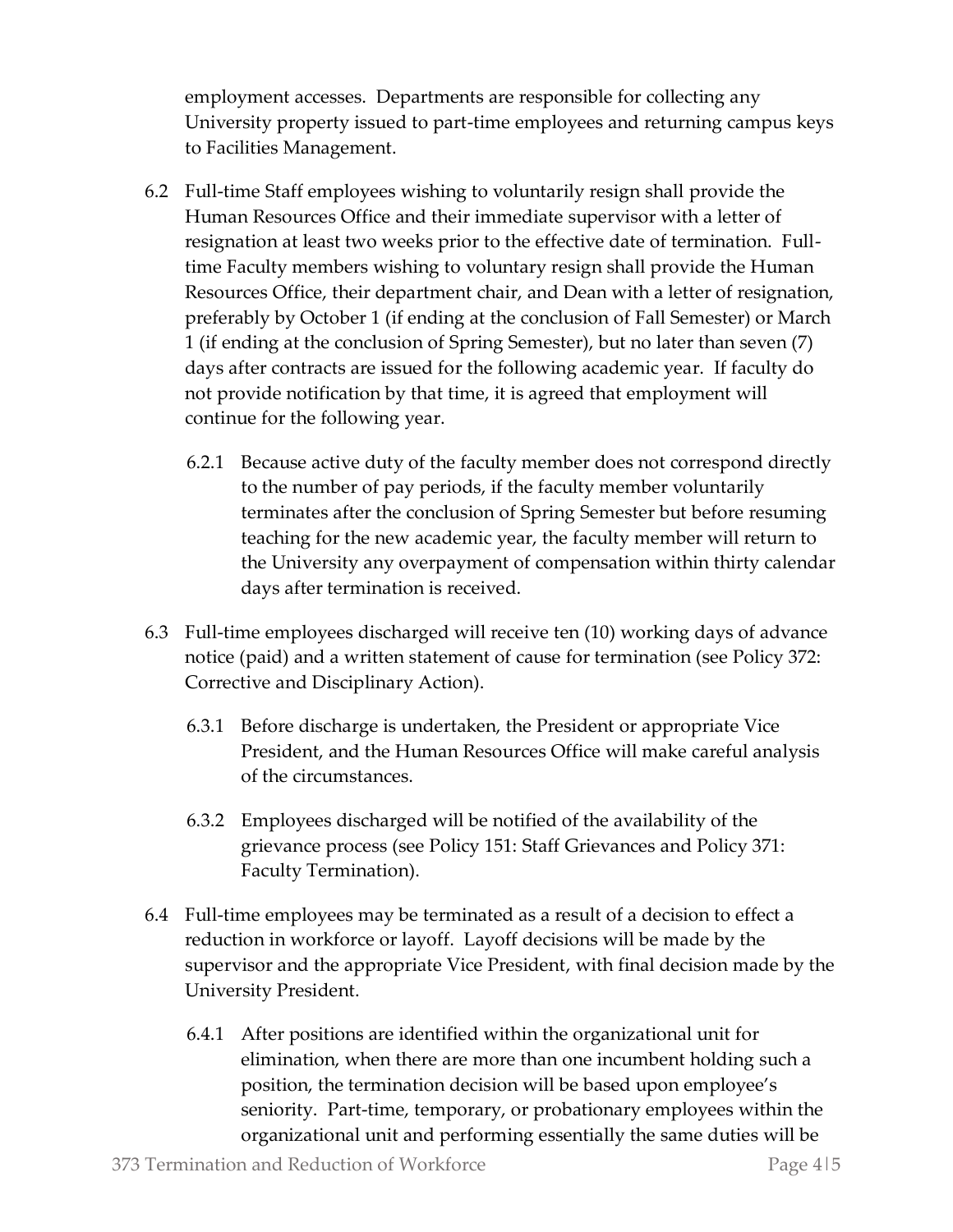employment accesses. Departments are responsible for collecting any University property issued to part-time employees and returning campus keys to Facilities Management.

6.2 Full-time Staff employees wishing to voluntarily resign shall provide the Human Resources Office and their immediate supervisor with a letter of resignation at least two weeks prior to the effective date of termination. Full-time Faculty members wishing to voluntary resign shall provide the Human Resources Office, their department chair, and Dean with a letter of resignation, preferably by October 1 (if ending at the conclusion of Fall Semester) or March 1 (if ending at the conclusion of Spring Semester), but no later than seven (7) days after contracts are issued for the following academic year. If faculty do not provide notification by that time, it is agreed that employment will continue for the following year.

6.2.1 Because active duty of the faculty member does not correspond directly to the number of pay periods, if the faculty member voluntarily terminates after the conclusion of Spring Semester but before resuming teaching for the new academic year, the faculty member will return to the University any overpayment of compensation within thirty calendar days after termination is received.

6.3 Full-time employees discharged will receive ten (10) working days of advance notice (paid) and a written statement of cause for termination (see Policy 372: Corrective and Disciplinary Action).

6.3.1 Before discharge is undertaken, the President or appropriate Vice President, and the Human Resources Office will make careful analysis of the circumstances.

6.3.2 Employees discharged will be notified of the availability of the grievance process (see Policy 151: Staff Grievances and Policy 371: Faculty Termination).

6.4 Full-time employees may be terminated as a result of a decision to effect a reduction in workforce or layoff. Layoff decisions will be made by the supervisor and the appropriate Vice President, with final decision made by the University President.

6.4.1 After positions are identified within the organizational unit for elimination, when there are more than one incumbent holding such a position, the termination decision will be based upon employee's seniority. Part-time, temporary, or probationary employees within the organizational unit and performing essentially the same duties will be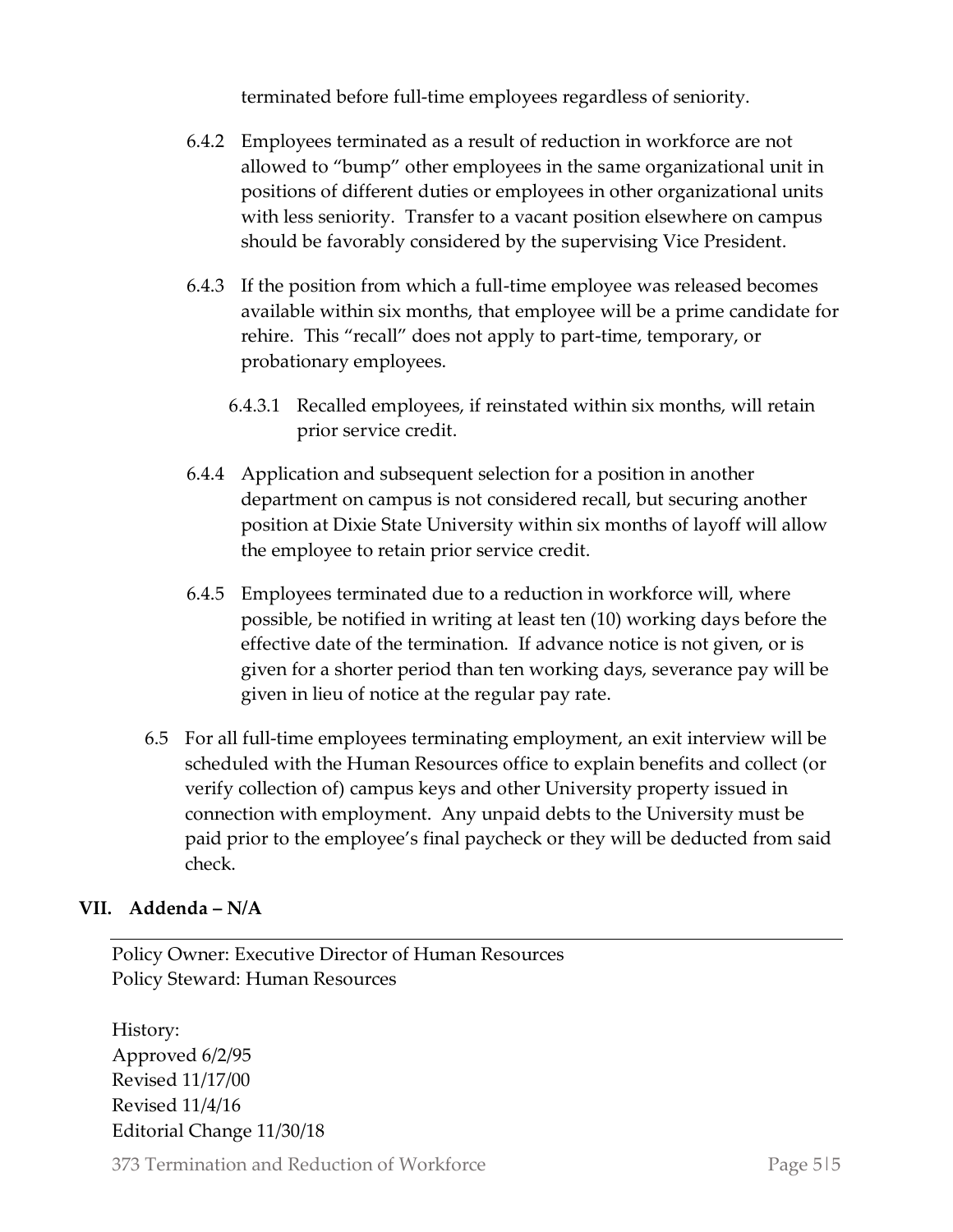terminated before full-time employees regardless of seniority.

6.4.2 Employees terminated as a result of reduction in workforce are not allowed to "bump" other employees in the same organizational unit in positions of different duties or employees in other organizational units with less seniority. Transfer to a vacant position elsewhere on campus should be favorably considered by the supervising Vice President.

6.4.3 If the position from which a full-time employee was released becomes available within six months, that employee will be a prime candidate for rehire. This "recall" does not apply to part-time, temporary, or probationary employees.

6.4.3.1 Recalled employees, if reinstated within six months, will retain prior service credit.

6.4.4 Application and subsequent selection for a position in another department on campus is not considered recall, but securing another position at Dixie State University within six months of layoff will allow the employee to retain prior service credit.

6.4.5 Employees terminated due to a reduction in workforce will, where possible, be notified in writing at least ten (10) working days before the effective date of the termination. If advance notice is not given, or is given for a shorter period than ten working days, severance pay will be given in lieu of notice at the regular pay rate.

6.5 For all full-time employees terminating employment, an exit interview will be scheduled with the Human Resources office to explain benefits and collect (or verify collection of) campus keys and other University property issued in connection with employment. Any unpaid debts to the University must be paid prior to the employee's final paycheck or they will be deducted from said check.

## VII. Addenda – N/A

---

Policy Owner: Executive Director of Human Resources
Policy Steward: Human Resources

History:
Approved 6/2/95
Revised 11/17/00
Revised 11/4/16
Editorial Change 11/30/18